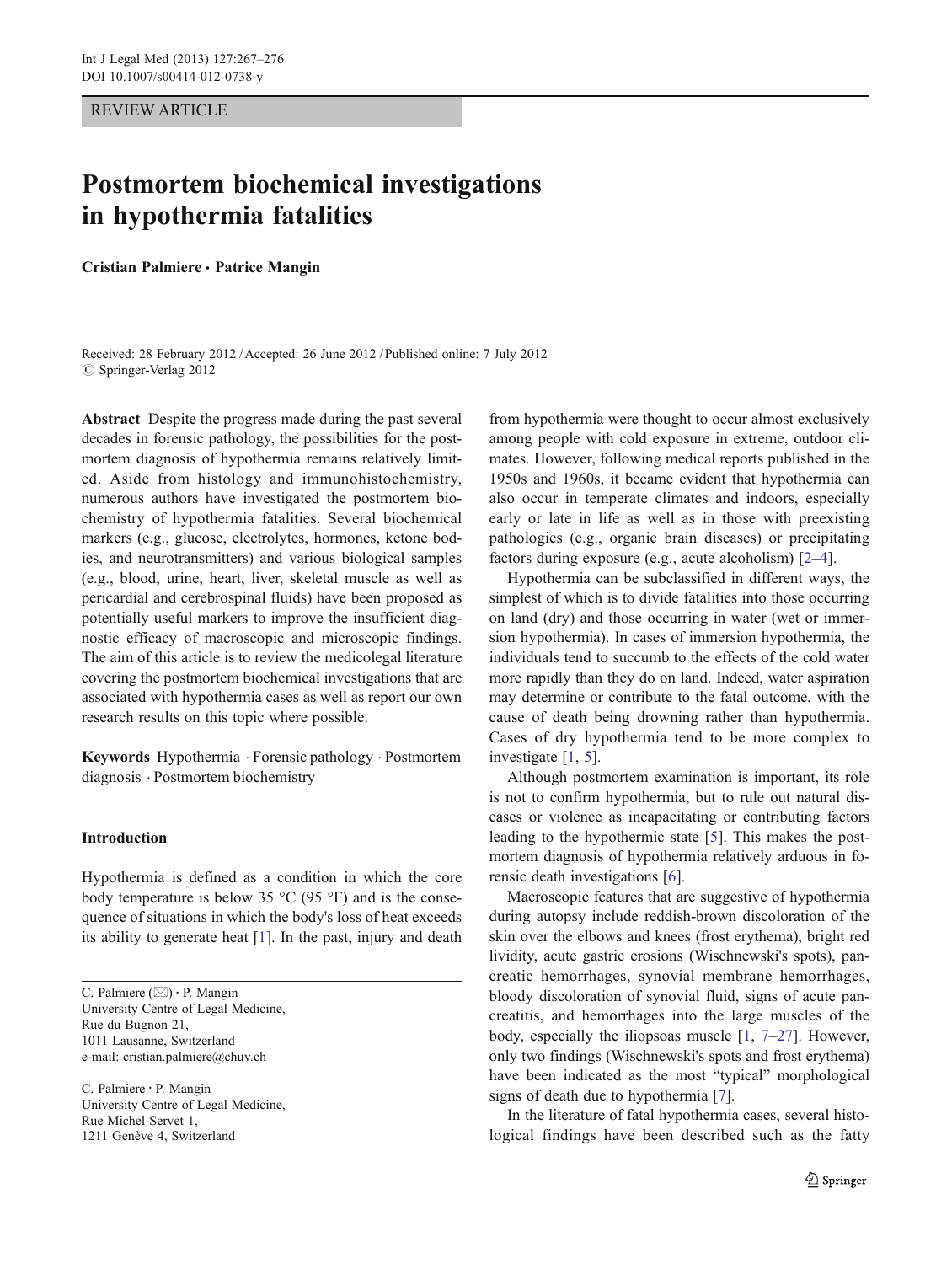REVIEW ARTICLE

# Postmortem biochemical investigations in hypothermia fatalities

**Cristian Palmiere · Patrice Mangin**

Received: 28 February 2012 / Accepted: 26 June 2012 / Published online: 7 July 2012
© Springer-Verlag 2012

**Abstract** Despite the progress made during the past several decades in forensic pathology, the possibilities for the postmortem diagnosis of hypothermia remains relatively limited. Aside from histology and immunohistochemistry, numerous authors have investigated the postmortem biochemistry of hypothermia fatalities. Several biochemical markers (e.g., glucose, electrolytes, hormones, ketone bodies, and neurotransmitters) and various biological samples (e.g., blood, urine, heart, liver, skeletal muscle as well as pericardial and cerebrospinal fluids) have been proposed as potentially useful markers to improve the insufficient diagnostic efficacy of macroscopic and microscopic findings. The aim of this article is to review the medicolegal literature covering the postmortem biochemical investigations that are associated with hypothermia cases as well as report our own research results on this topic where possible.

**Keywords** Hypothermia · Forensic pathology · Postmortem diagnosis · Postmortem biochemistry

## Introduction

Hypothermia is defined as a condition in which the core body temperature is below 35 °C (95 °F) and is the consequence of situations in which the body's loss of heat exceeds its ability to generate heat [1]. In the past, injury and death from hypothermia were thought to occur almost exclusively among people with cold exposure in extreme, outdoor climates. However, following medical reports published in the 1950s and 1960s, it became evident that hypothermia can also occur in temperate climates and indoors, especially early or late in life as well as in those with preexisting pathologies (e.g., organic brain diseases) or precipitating factors during exposure (e.g., acute alcoholism) [2–4].

Hypothermia can be subclassified in different ways, the simplest of which is to divide fatalities into those occurring on land (dry) and those occurring in water (wet or immersion hypothermia). In cases of immersion hypothermia, the individuals tend to succumb to the effects of the cold water more rapidly than they do on land. Indeed, water aspiration may determine or contribute to the fatal outcome, with the cause of death being drowning rather than hypothermia. Cases of dry hypothermia tend to be more complex to investigate [1, 5].

Although postmortem examination is important, its role is not to confirm hypothermia, but to rule out natural diseases or violence as incapacitating or contributing factors leading to the hypothermic state [5]. This makes the postmortem diagnosis of hypothermia relatively arduous in forensic death investigations [6].

Macroscopic features that are suggestive of hypothermia during autopsy include reddish-brown discoloration of the skin over the elbows and knees (frost erythema), bright red lividity, acute gastric erosions (Wischnewski's spots), pancreatic hemorrhages, synovial membrane hemorrhages, bloody discoloration of synovial fluid, signs of acute pancreatitis, and hemorrhages into the large muscles of the body, especially the iliopsoas muscle [1, 7–27]. However, only two findings (Wischnewski's spots and frost erythema) have been indicated as the most "typical" morphological signs of death due to hypothermia [7].

In the literature of fatal hypothermia cases, several histological findings have been described such as the fatty

---

C. Palmiere (✉) · P. Mangin
University Centre of Legal Medicine,
Rue du Bugnon 21,
1011 Lausanne, Switzerland
e-mail: cristian.palmiere@chuv.ch

C. Palmiere · P. Mangin
University Centre of Legal Medicine,
Rue Michel-Servet 1,
1211 Genève 4, Switzerland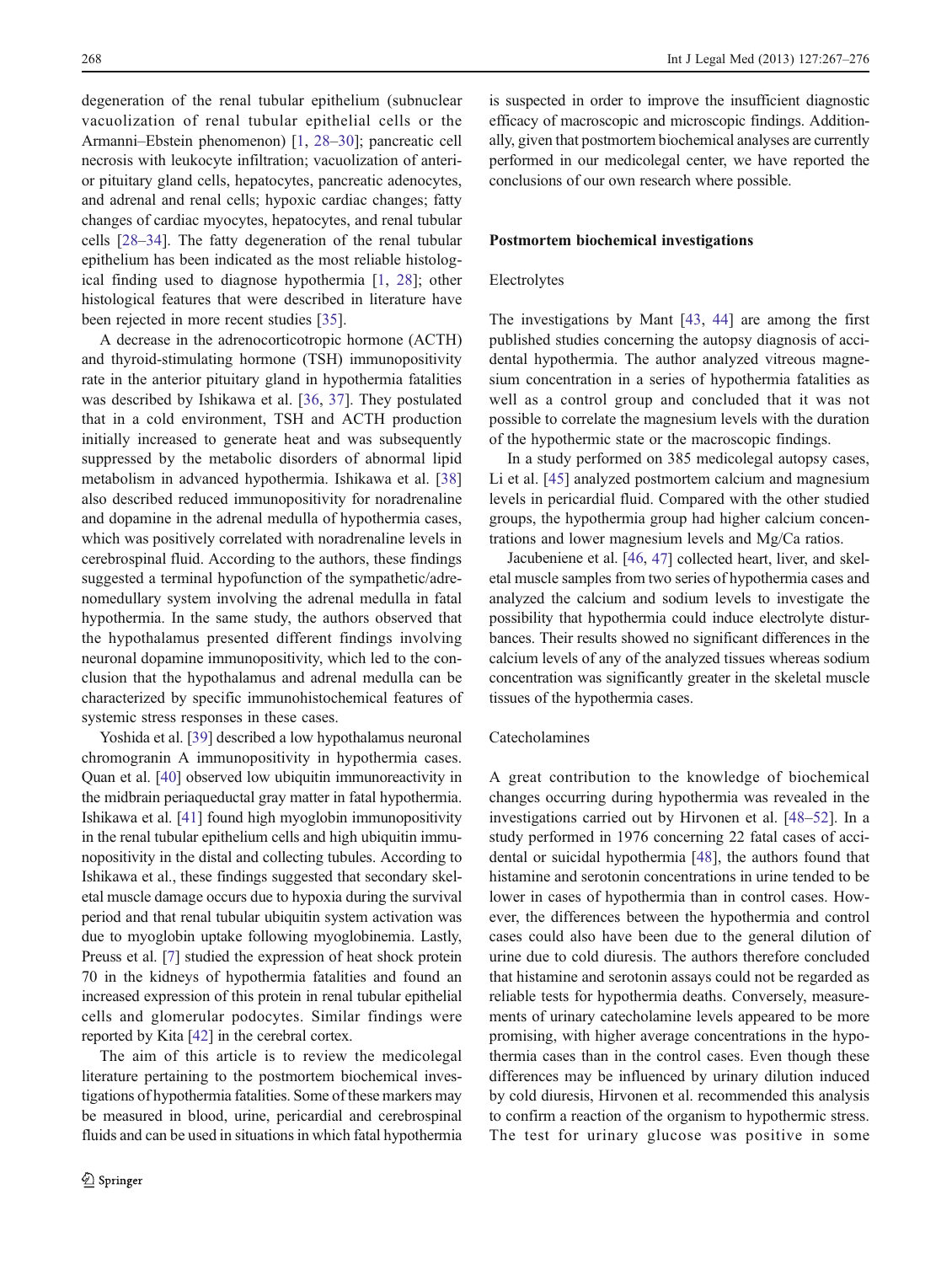degeneration of the renal tubular epithelium (subnuclear vacuolization of renal tubular epithelial cells or the Armanni–Ebstein phenomenon) [1, 28–30]; pancreatic cell necrosis with leukocyte infiltration; vacuolization of anterior pituitary gland cells, hepatocytes, pancreatic adenocytes, and adrenal and renal cells; hypoxic cardiac changes; fatty changes of cardiac myocytes, hepatocytes, and renal tubular cells [28–34]. The fatty degeneration of the renal tubular epithelium has been indicated as the most reliable histological finding used to diagnose hypothermia [1, 28]; other histological features that were described in literature have been rejected in more recent studies [35].

A decrease in the adrenocorticotropic hormone (ACTH) and thyroid-stimulating hormone (TSH) immunopositivity rate in the anterior pituitary gland in hypothermia fatalities was described by Ishikawa et al. [36, 37]. They postulated that in a cold environment, TSH and ACTH production initially increased to generate heat and was subsequently suppressed by the metabolic disorders of abnormal lipid metabolism in advanced hypothermia. Ishikawa et al. [38] also described reduced immunopositivity for noradrenaline and dopamine in the adrenal medulla of hypothermia cases, which was positively correlated with noradrenaline levels in cerebrospinal fluid. According to the authors, these findings suggested a terminal hypofunction of the sympathetic/adrenomedullary system involving the adrenal medulla in fatal hypothermia. In the same study, the authors observed that the hypothalamus presented different findings involving neuronal dopamine immunopositivity, which led to the conclusion that the hypothalamus and adrenal medulla can be characterized by specific immunohistochemical features of systemic stress responses in these cases.

Yoshida et al. [39] described a low hypothalamus neuronal chromogranin A immunopositivity in hypothermia cases. Quan et al. [40] observed low ubiquitin immunoreactivity in the midbrain periaqueductal gray matter in fatal hypothermia. Ishikawa et al. [41] found high myoglobin immunopositivity in the renal tubular epithelium cells and high ubiquitin immunopositivity in the distal and collecting tubules. According to Ishikawa et al., these findings suggested that secondary skeletal muscle damage occurs due to hypoxia during the survival period and that renal tubular ubiquitin system activation was due to myoglobin uptake following myoglobinemia. Lastly, Preuss et al. [7] studied the expression of heat shock protein 70 in the kidneys of hypothermia fatalities and found an increased expression of this protein in renal tubular epithelial cells and glomerular podocytes. Similar findings were reported by Kita [42] in the cerebral cortex.

The aim of this article is to review the medicolegal literature pertaining to the postmortem biochemical investigations of hypothermia fatalities. Some of these markers may be measured in blood, urine, pericardial and cerebrospinal fluids and can be used in situations in which fatal hypothermia is suspected in order to improve the insufficient diagnostic efficacy of macroscopic and microscopic findings. Additionally, given that postmortem biochemical analyses are currently performed in our medicolegal center, we have reported the conclusions of our own research where possible.

## Postmortem biochemical investigations

### Electrolytes

The investigations by Mant [43, 44] are among the first published studies concerning the autopsy diagnosis of accidental hypothermia. The author analyzed vitreous magnesium concentration in a series of hypothermia fatalities as well as a control group and concluded that it was not possible to correlate the magnesium levels with the duration of the hypothermic state or the macroscopic findings.

In a study performed on 385 medicolegal autopsy cases, Li et al. [45] analyzed postmortem calcium and magnesium levels in pericardial fluid. Compared with the other studied groups, the hypothermia group had higher calcium concentrations and lower magnesium levels and Mg/Ca ratios.

Jacubeniene et al. [46, 47] collected heart, liver, and skeletal muscle samples from two series of hypothermia cases and analyzed the calcium and sodium levels to investigate the possibility that hypothermia could induce electrolyte disturbances. Their results showed no significant differences in the calcium levels of any of the analyzed tissues whereas sodium concentration was significantly greater in the skeletal muscle tissues of the hypothermia cases.

### Catecholamines

A great contribution to the knowledge of biochemical changes occurring during hypothermia was revealed in the investigations carried out by Hirvonen et al. [48–52]. In a study performed in 1976 concerning 22 fatal cases of accidental or suicidal hypothermia [48], the authors found that histamine and serotonin concentrations in urine tended to be lower in cases of hypothermia than in control cases. However, the differences between the hypothermia and control cases could also have been due to the general dilution of urine due to cold diuresis. The authors therefore concluded that histamine and serotonin assays could not be regarded as reliable tests for hypothermia deaths. Conversely, measurements of urinary catecholamine levels appeared to be more promising, with higher average concentrations in the hypothermia cases than in the control cases. Even though these differences may be influenced by urinary dilution induced by cold diuresis, Hirvonen et al. recommended this analysis to confirm a reaction of the organism to hypothermic stress. The test for urinary glucose was positive in some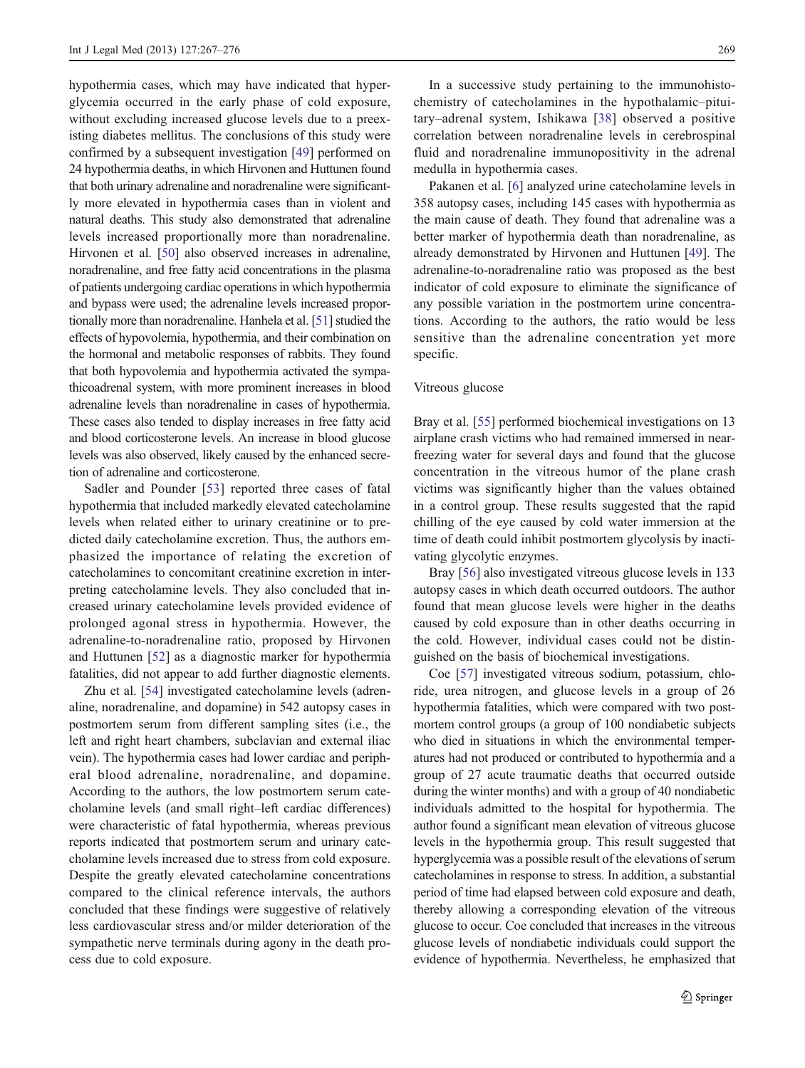hypothermia cases, which may have indicated that hyperglycemia occurred in the early phase of cold exposure, without excluding increased glucose levels due to a preexisting diabetes mellitus. The conclusions of this study were confirmed by a subsequent investigation [49] performed on 24 hypothermia deaths, in which Hirvonen and Huttunen found that both urinary adrenaline and noradrenaline were significantly more elevated in hypothermia cases than in violent and natural deaths. This study also demonstrated that adrenaline levels increased proportionally more than noradrenaline. Hirvonen et al. [50] also observed increases in adrenaline, noradrenaline, and free fatty acid concentrations in the plasma of patients undergoing cardiac operations in which hypothermia and bypass were used; the adrenaline levels increased proportionally more than noradrenaline. Hanhela et al. [51] studied the effects of hypovolemia, hypothermia, and their combination on the hormonal and metabolic responses of rabbits. They found that both hypovolemia and hypothermia activated the sympathicoadrenal system, with more prominent increases in blood adrenaline levels than noradrenaline in cases of hypothermia. These cases also tended to display increases in free fatty acid and blood corticosterone levels. An increase in blood glucose levels was also observed, likely caused by the enhanced secretion of adrenaline and corticosterone.

Sadler and Pounder [53] reported three cases of fatal hypothermia that included markedly elevated catecholamine levels when related either to urinary creatinine or to predicted daily catecholamine excretion. Thus, the authors emphasized the importance of relating the excretion of catecholamines to concomitant creatinine excretion in interpreting catecholamine levels. They also concluded that increased urinary catecholamine levels provided evidence of prolonged agonal stress in hypothermia. However, the adrenaline-to-noradrenaline ratio, proposed by Hirvonen and Huttunen [52] as a diagnostic marker for hypothermia fatalities, did not appear to add further diagnostic elements.

Zhu et al. [54] investigated catecholamine levels (adrenaline, noradrenaline, and dopamine) in 542 autopsy cases in postmortem serum from different sampling sites (i.e., the left and right heart chambers, subclavian and external iliac vein). The hypothermia cases had lower cardiac and peripheral blood adrenaline, noradrenaline, and dopamine. According to the authors, the low postmortem serum catecholamine levels (and small right–left cardiac differences) were characteristic of fatal hypothermia, whereas previous reports indicated that postmortem serum and urinary catecholamine levels increased due to stress from cold exposure. Despite the greatly elevated catecholamine concentrations compared to the clinical reference intervals, the authors concluded that these findings were suggestive of relatively less cardiovascular stress and/or milder deterioration of the sympathetic nerve terminals during agony in the death process due to cold exposure.

In a successive study pertaining to the immunohistochemistry of catecholamines in the hypothalamic–pituitary–adrenal system, Ishikawa [38] observed a positive correlation between noradrenaline levels in cerebrospinal fluid and noradrenaline immunopositivity in the adrenal medulla in hypothermia cases.

Pakanen et al. [6] analyzed urine catecholamine levels in 358 autopsy cases, including 145 cases with hypothermia as the main cause of death. They found that adrenaline was a better marker of hypothermia death than noradrenaline, as already demonstrated by Hirvonen and Huttunen [49]. The adrenaline-to-noradrenaline ratio was proposed as the best indicator of cold exposure to eliminate the significance of any possible variation in the postmortem urine concentrations. According to the authors, the ratio would be less sensitive than the adrenaline concentration yet more specific.

### Vitreous glucose

Bray et al. [55] performed biochemical investigations on 13 airplane crash victims who had remained immersed in near-freezing water for several days and found that the glucose concentration in the vitreous humor of the plane crash victims was significantly higher than the values obtained in a control group. These results suggested that the rapid chilling of the eye caused by cold water immersion at the time of death could inhibit postmortem glycolysis by inactivating glycolytic enzymes.

Bray [56] also investigated vitreous glucose levels in 133 autopsy cases in which death occurred outdoors. The author found that mean glucose levels were higher in the deaths caused by cold exposure than in other deaths occurring in the cold. However, individual cases could not be distinguished on the basis of biochemical investigations.

Coe [57] investigated vitreous sodium, potassium, chloride, urea nitrogen, and glucose levels in a group of 26 hypothermia fatalities, which were compared with two postmortem control groups (a group of 100 nondiabetic subjects who died in situations in which the environmental temperatures had not produced or contributed to hypothermia and a group of 27 acute traumatic deaths that occurred outside during the winter months) and with a group of 40 nondiabetic individuals admitted to the hospital for hypothermia. The author found a significant mean elevation of vitreous glucose levels in the hypothermia group. This result suggested that hyperglycemia was a possible result of the elevations of serum catecholamines in response to stress. In addition, a substantial period of time had elapsed between cold exposure and death, thereby allowing a corresponding elevation of the vitreous glucose to occur. Coe concluded that increases in the vitreous glucose levels of nondiabetic individuals could support the evidence of hypothermia. Nevertheless, he emphasized that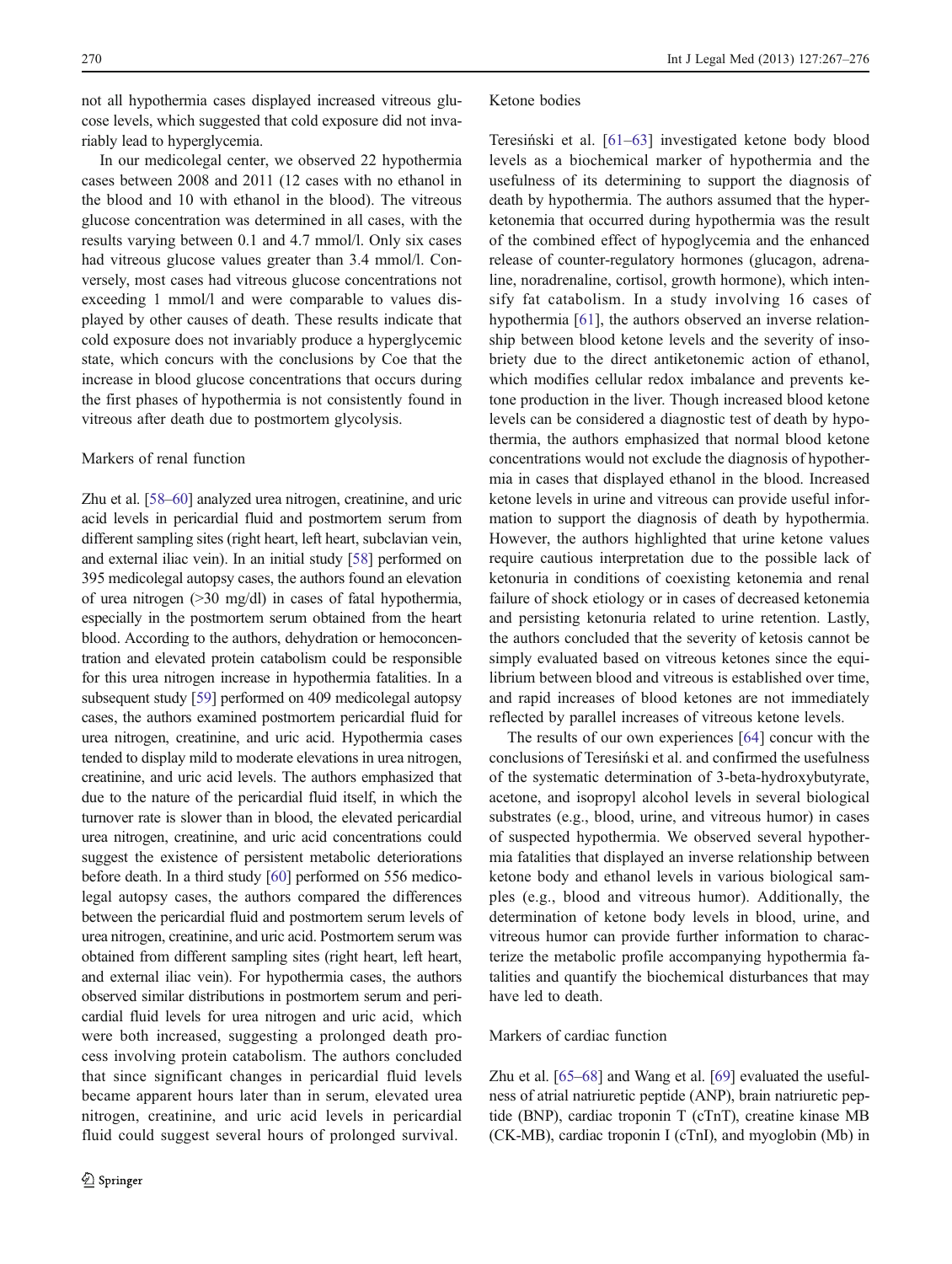not all hypothermia cases displayed increased vitreous glucose levels, which suggested that cold exposure did not invariably lead to hyperglycemia.

In our medicolegal center, we observed 22 hypothermia cases between 2008 and 2011 (12 cases with no ethanol in the blood and 10 with ethanol in the blood). The vitreous glucose concentration was determined in all cases, with the results varying between 0.1 and 4.7 mmol/l. Only six cases had vitreous glucose values greater than 3.4 mmol/l. Conversely, most cases had vitreous glucose concentrations not exceeding 1 mmol/l and were comparable to values displayed by other causes of death. These results indicate that cold exposure does not invariably produce a hyperglycemic state, which concurs with the conclusions by Coe that the increase in blood glucose concentrations that occurs during the first phases of hypothermia is not consistently found in vitreous after death due to postmortem glycolysis.

### Markers of renal function

Zhu et al. [58–60] analyzed urea nitrogen, creatinine, and uric acid levels in pericardial fluid and postmortem serum from different sampling sites (right heart, left heart, subclavian vein, and external iliac vein). In an initial study [58] performed on 395 medicolegal autopsy cases, the authors found an elevation of urea nitrogen (>30 mg/dl) in cases of fatal hypothermia, especially in the postmortem serum obtained from the heart blood. According to the authors, dehydration or hemoconcentration and elevated protein catabolism could be responsible for this urea nitrogen increase in hypothermia fatalities. In a subsequent study [59] performed on 409 medicolegal autopsy cases, the authors examined postmortem pericardial fluid for urea nitrogen, creatinine, and uric acid. Hypothermia cases tended to display mild to moderate elevations in urea nitrogen, creatinine, and uric acid levels. The authors emphasized that due to the nature of the pericardial fluid itself, in which the turnover rate is slower than in blood, the elevated pericardial urea nitrogen, creatinine, and uric acid concentrations could suggest the existence of persistent metabolic deteriorations before death. In a third study [60] performed on 556 medicolegal autopsy cases, the authors compared the differences between the pericardial fluid and postmortem serum levels of urea nitrogen, creatinine, and uric acid. Postmortem serum was obtained from different sampling sites (right heart, left heart, and external iliac vein). For hypothermia cases, the authors observed similar distributions in postmortem serum and pericardial fluid levels for urea nitrogen and uric acid, which were both increased, suggesting a prolonged death process involving protein catabolism. The authors concluded that since significant changes in pericardial fluid levels became apparent hours later than in serum, elevated urea nitrogen, creatinine, and uric acid levels in pericardial fluid could suggest several hours of prolonged survival.

### Ketone bodies

Teresiński et al. [61–63] investigated ketone body blood levels as a biochemical marker of hypothermia and the usefulness of its determining to support the diagnosis of death by hypothermia. The authors assumed that the hyperketonemia that occurred during hypothermia was the result of the combined effect of hypoglycemia and the enhanced release of counter-regulatory hormones (glucagon, adrenaline, noradrenaline, cortisol, growth hormone), which intensify fat catabolism. In a study involving 16 cases of hypothermia [61], the authors observed an inverse relationship between blood ketone levels and the severity of insobriety due to the direct antiketonemic action of ethanol, which modifies cellular redox imbalance and prevents ketone production in the liver. Though increased blood ketone levels can be considered a diagnostic test of death by hypothermia, the authors emphasized that normal blood ketone concentrations would not exclude the diagnosis of hypothermia in cases that displayed ethanol in the blood. Increased ketone levels in urine and vitreous can provide useful information to support the diagnosis of death by hypothermia. However, the authors highlighted that urine ketone values require cautious interpretation due to the possible lack of ketonuria in conditions of coexisting ketonemia and renal failure of shock etiology or in cases of decreased ketonemia and persisting ketonuria related to urine retention. Lastly, the authors concluded that the severity of ketosis cannot be simply evaluated based on vitreous ketones since the equilibrium between blood and vitreous is established over time, and rapid increases of blood ketones are not immediately reflected by parallel increases of vitreous ketone levels.

The results of our own experiences [64] concur with the conclusions of Teresiński et al. and confirmed the usefulness of the systematic determination of 3-beta-hydroxybutyrate, acetone, and isopropyl alcohol levels in several biological substrates (e.g., blood, urine, and vitreous humor) in cases of suspected hypothermia. We observed several hypothermia fatalities that displayed an inverse relationship between ketone body and ethanol levels in various biological samples (e.g., blood and vitreous humor). Additionally, the determination of ketone body levels in blood, urine, and vitreous humor can provide further information to characterize the metabolic profile accompanying hypothermia fatalities and quantify the biochemical disturbances that may have led to death.

### Markers of cardiac function

Zhu et al. [65–68] and Wang et al. [69] evaluated the usefulness of atrial natriuretic peptide (ANP), brain natriuretic peptide (BNP), cardiac troponin T (cTnT), creatine kinase MB (CK-MB), cardiac troponin I (cTnI), and myoglobin (Mb) in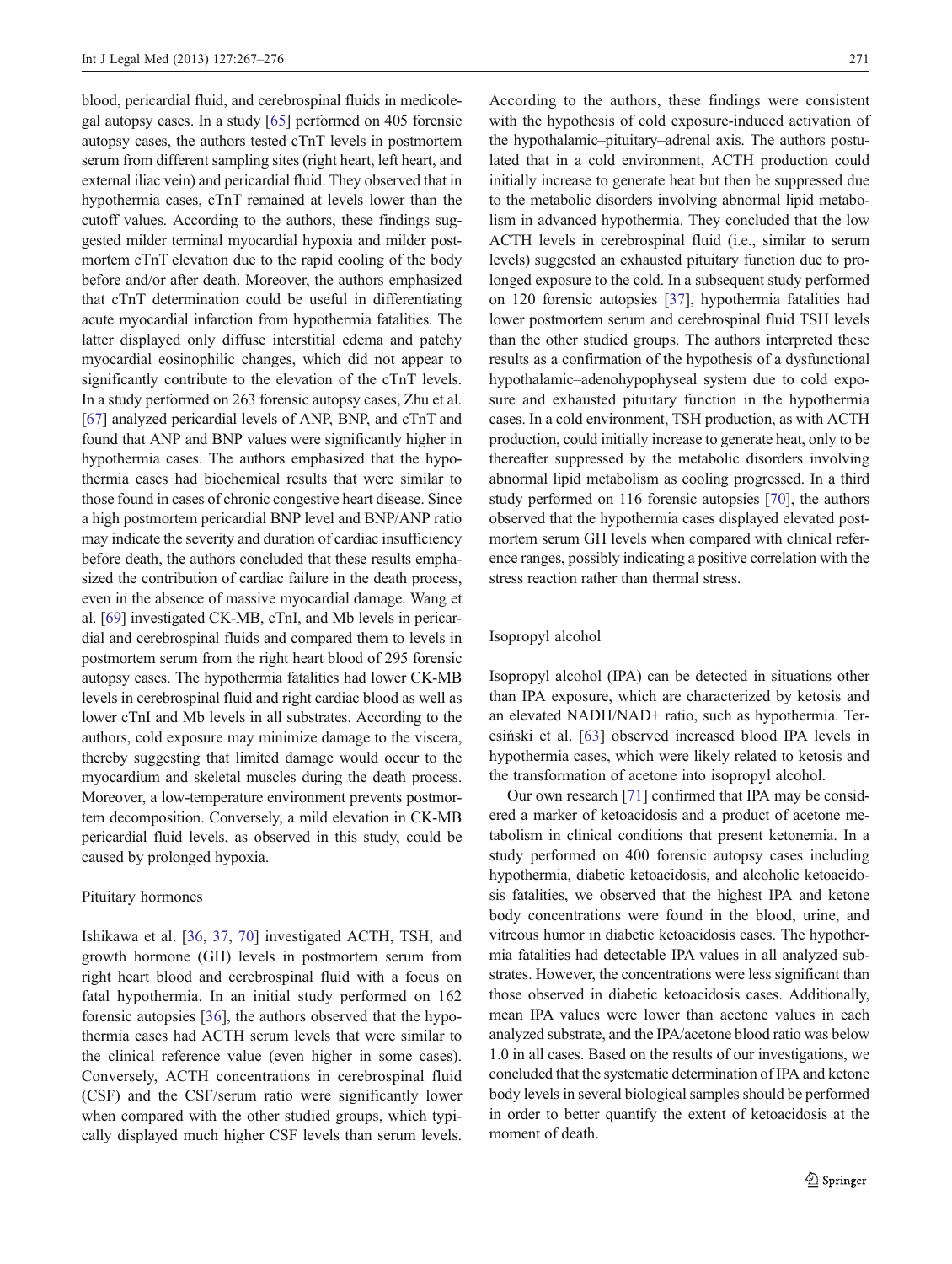blood, pericardial fluid, and cerebrospinal fluids in medicolegal autopsy cases. In a study [65] performed on 405 forensic autopsy cases, the authors tested cTnT levels in postmortem serum from different sampling sites (right heart, left heart, and external iliac vein) and pericardial fluid. They observed that in hypothermia cases, cTnT remained at levels lower than the cutoff values. According to the authors, these findings suggested milder terminal myocardial hypoxia and milder postmortem cTnT elevation due to the rapid cooling of the body before and/or after death. Moreover, the authors emphasized that cTnT determination could be useful in differentiating acute myocardial infarction from hypothermia fatalities. The latter displayed only diffuse interstitial edema and patchy myocardial eosinophilic changes, which did not appear to significantly contribute to the elevation of the cTnT levels. In a study performed on 263 forensic autopsy cases, Zhu et al. [67] analyzed pericardial levels of ANP, BNP, and cTnT and found that ANP and BNP values were significantly higher in hypothermia cases. The authors emphasized that the hypothermia cases had biochemical results that were similar to those found in cases of chronic congestive heart disease. Since a high postmortem pericardial BNP level and BNP/ANP ratio may indicate the severity and duration of cardiac insufficiency before death, the authors concluded that these results emphasized the contribution of cardiac failure in the death process, even in the absence of massive myocardial damage. Wang et al. [69] investigated CK-MB, cTnI, and Mb levels in pericardial and cerebrospinal fluids and compared them to levels in postmortem serum from the right heart blood of 295 forensic autopsy cases. The hypothermia fatalities had lower CK-MB levels in cerebrospinal fluid and right cardiac blood as well as lower cTnI and Mb levels in all substrates. According to the authors, cold exposure may minimize damage to the viscera, thereby suggesting that limited damage would occur to the myocardium and skeletal muscles during the death process. Moreover, a low-temperature environment prevents postmortem decomposition. Conversely, a mild elevation in CK-MB pericardial fluid levels, as observed in this study, could be caused by prolonged hypoxia.

### Pituitary hormones

Ishikawa et al. [36, 37, 70] investigated ACTH, TSH, and growth hormone (GH) levels in postmortem serum from right heart blood and cerebrospinal fluid with a focus on fatal hypothermia. In an initial study performed on 162 forensic autopsies [36], the authors observed that the hypothermia cases had ACTH serum levels that were similar to the clinical reference value (even higher in some cases). Conversely, ACTH concentrations in cerebrospinal fluid (CSF) and the CSF/serum ratio were significantly lower when compared with the other studied groups, which typically displayed much higher CSF levels than serum levels. According to the authors, these findings were consistent with the hypothesis of cold exposure-induced activation of the hypothalamic–pituitary–adrenal axis. The authors postulated that in a cold environment, ACTH production could initially increase to generate heat but then be suppressed due to the metabolic disorders involving abnormal lipid metabolism in advanced hypothermia. They concluded that the low ACTH levels in cerebrospinal fluid (i.e., similar to serum levels) suggested an exhausted pituitary function due to prolonged exposure to the cold. In a subsequent study performed on 120 forensic autopsies [37], hypothermia fatalities had lower postmortem serum and cerebrospinal fluid TSH levels than the other studied groups. The authors interpreted these results as a confirmation of the hypothesis of a dysfunctional hypothalamic–adenohypophyseal system due to cold exposure and exhausted pituitary function in the hypothermia cases. In a cold environment, TSH production, as with ACTH production, could initially increase to generate heat, only to be thereafter suppressed by the metabolic disorders involving abnormal lipid metabolism as cooling progressed. In a third study performed on 116 forensic autopsies [70], the authors observed that the hypothermia cases displayed elevated postmortem serum GH levels when compared with clinical reference ranges, possibly indicating a positive correlation with the stress reaction rather than thermal stress.

### Isopropyl alcohol

Isopropyl alcohol (IPA) can be detected in situations other than IPA exposure, which are characterized by ketosis and an elevated NADH/NAD+ ratio, such as hypothermia. Teresiński et al. [63] observed increased blood IPA levels in hypothermia cases, which were likely related to ketosis and the transformation of acetone into isopropyl alcohol.

Our own research [71] confirmed that IPA may be considered a marker of ketoacidosis and a product of acetone metabolism in clinical conditions that present ketonemia. In a study performed on 400 forensic autopsy cases including hypothermia, diabetic ketoacidosis, and alcoholic ketoacidosis fatalities, we observed that the highest IPA and ketone body concentrations were found in the blood, urine, and vitreous humor in diabetic ketoacidosis cases. The hypothermia fatalities had detectable IPA values in all analyzed substrates. However, the concentrations were less significant than those observed in diabetic ketoacidosis cases. Additionally, mean IPA values were lower than acetone values in each analyzed substrate, and the IPA/acetone blood ratio was below 1.0 in all cases. Based on the results of our investigations, we concluded that the systematic determination of IPA and ketone body levels in several biological samples should be performed in order to better quantify the extent of ketoacidosis at the moment of death.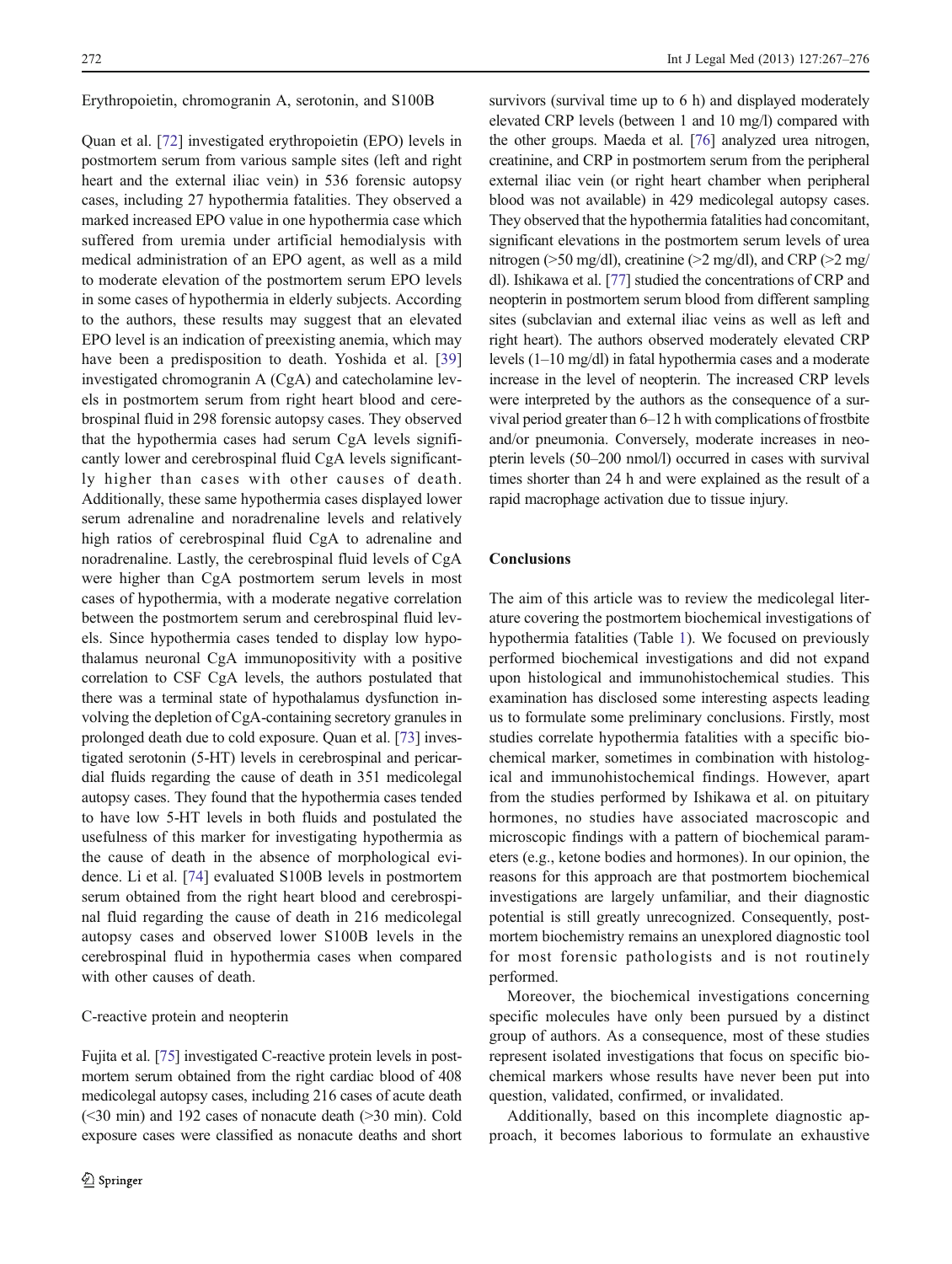### Erythropoietin, chromogranin A, serotonin, and S100B

Quan et al. [72] investigated erythropoietin (EPO) levels in postmortem serum from various sample sites (left and right heart and the external iliac vein) in 536 forensic autopsy cases, including 27 hypothermia fatalities. They observed a marked increased EPO value in one hypothermia case which suffered from uremia under artificial hemodialysis with medical administration of an EPO agent, as well as a mild to moderate elevation of the postmortem serum EPO levels in some cases of hypothermia in elderly subjects. According to the authors, these results may suggest that an elevated EPO level is an indication of preexisting anemia, which may have been a predisposition to death. Yoshida et al. [39] investigated chromogranin A (CgA) and catecholamine levels in postmortem serum from right heart blood and cerebrospinal fluid in 298 forensic autopsy cases. They observed that the hypothermia cases had serum CgA levels significantly lower and cerebrospinal fluid CgA levels significantly higher than cases with other causes of death. Additionally, these same hypothermia cases displayed lower serum adrenaline and noradrenaline levels and relatively high ratios of cerebrospinal fluid CgA to adrenaline and noradrenaline. Lastly, the cerebrospinal fluid levels of CgA were higher than CgA postmortem serum levels in most cases of hypothermia, with a moderate negative correlation between the postmortem serum and cerebrospinal fluid levels. Since hypothermia cases tended to display low hypothalamus neuronal CgA immunopositivity with a positive correlation to CSF CgA levels, the authors postulated that there was a terminal state of hypothalamus dysfunction involving the depletion of CgA-containing secretory granules in prolonged death due to cold exposure. Quan et al. [73] investigated serotonin (5-HT) levels in cerebrospinal and pericardial fluids regarding the cause of death in 351 medicolegal autopsy cases. They found that the hypothermia cases tended to have low 5-HT levels in both fluids and postulated the usefulness of this marker for investigating hypothermia as the cause of death in the absence of morphological evidence. Li et al. [74] evaluated S100B levels in postmortem serum obtained from the right heart blood and cerebrospinal fluid regarding the cause of death in 216 medicolegal autopsy cases and observed lower S100B levels in the cerebrospinal fluid in hypothermia cases when compared with other causes of death.

### C-reactive protein and neopterin

Fujita et al. [75] investigated C-reactive protein levels in postmortem serum obtained from the right cardiac blood of 408 medicolegal autopsy cases, including 216 cases of acute death (<30 min) and 192 cases of nonacute death (>30 min). Cold exposure cases were classified as nonacute deaths and short survivors (survival time up to 6 h) and displayed moderately elevated CRP levels (between 1 and 10 mg/l) compared with the other groups. Maeda et al. [76] analyzed urea nitrogen, creatinine, and CRP in postmortem serum from the peripheral external iliac vein (or right heart chamber when peripheral blood was not available) in 429 medicolegal autopsy cases. They observed that the hypothermia fatalities had concomitant, significant elevations in the postmortem serum levels of urea nitrogen (>50 mg/dl), creatinine (>2 mg/dl), and CRP (>2 mg/dl). Ishikawa et al. [77] studied the concentrations of CRP and neopterin in postmortem serum blood from different sampling sites (subclavian and external iliac veins as well as left and right heart). The authors observed moderately elevated CRP levels (1–10 mg/dl) in fatal hypothermia cases and a moderate increase in the level of neopterin. The increased CRP levels were interpreted by the authors as the consequence of a survival period greater than 6–12 h with complications of frostbite and/or pneumonia. Conversely, moderate increases in neopterin levels (50–200 nmol/l) occurred in cases with survival times shorter than 24 h and were explained as the result of a rapid macrophage activation due to tissue injury.

## Conclusions

The aim of this article was to review the medicolegal literature covering the postmortem biochemical investigations of hypothermia fatalities (Table 1). We focused on previously performed biochemical investigations and did not expand upon histological and immunohistochemical studies. This examination has disclosed some interesting aspects leading us to formulate some preliminary conclusions. Firstly, most studies correlate hypothermia fatalities with a specific biochemical marker, sometimes in combination with histological and immunohistochemical findings. However, apart from the studies performed by Ishikawa et al. on pituitary hormones, no studies have associated macroscopic and microscopic findings with a pattern of biochemical parameters (e.g., ketone bodies and hormones). In our opinion, the reasons for this approach are that postmortem biochemical investigations are largely unfamiliar, and their diagnostic potential is still greatly unrecognized. Consequently, postmortem biochemistry remains an unexplored diagnostic tool for most forensic pathologists and is not routinely performed.

Moreover, the biochemical investigations concerning specific molecules have only been pursued by a distinct group of authors. As a consequence, most of these studies represent isolated investigations that focus on specific biochemical markers whose results have never been put into question, validated, confirmed, or invalidated.

Additionally, based on this incomplete diagnostic approach, it becomes laborious to formulate an exhaustive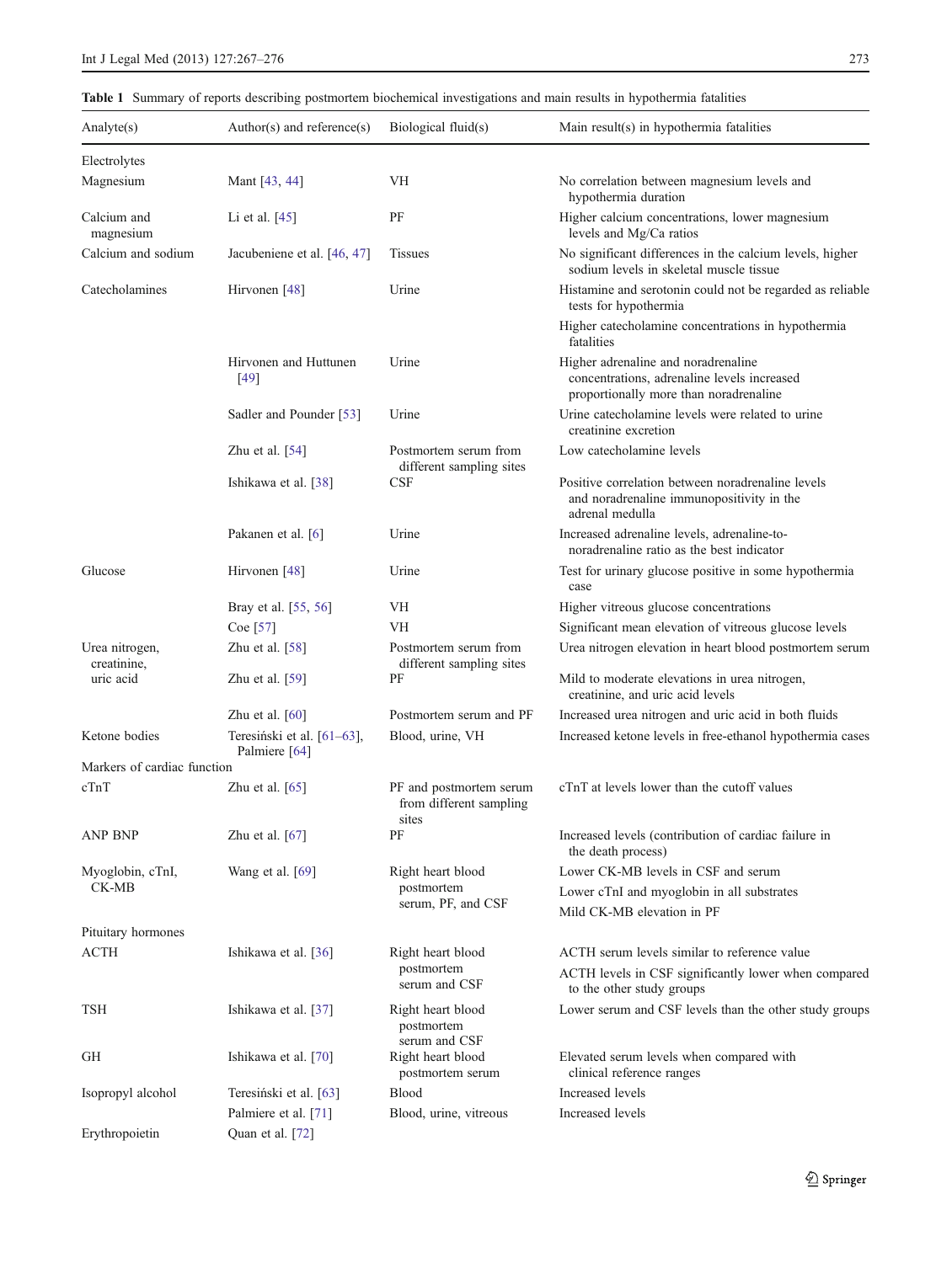**Table 1** Summary of reports describing postmortem biochemical investigations and main results in hypothermia fatalities

| Analyte(s) | Author(s) and reference(s) | Biological fluid(s) | Main result(s) in hypothermia fatalities |
|---|---|---|---|
| Electrolytes | | | |
| Magnesium | Mant [43, 44] | VH | No correlation between magnesium levels and hypothermia duration |
| Calcium and magnesium | Li et al. [45] | PF | Higher calcium concentrations, lower magnesium levels and Mg/Ca ratios |
| Calcium and sodium | Jacubeniene et al. [46, 47] | Tissues | No significant differences in the calcium levels, higher sodium levels in skeletal muscle tissue |
| Catecholamines | Hirvonen [48] | Urine | Histamine and serotonin could not be regarded as reliable tests for hypothermia |
| | | | Higher catecholamine concentrations in hypothermia fatalities |
| | Hirvonen and Huttunen [49] | Urine | Higher adrenaline and noradrenaline concentrations, adrenaline levels increased proportionally more than noradrenaline |
| | Sadler and Pounder [53] | Urine | Urine catecholamine levels were related to urine creatinine excretion |
| | Zhu et al. [54] | Postmortem serum from different sampling sites | Low catecholamine levels |
| | Ishikawa et al. [38] | CSF | Positive correlation between noradrenaline levels and noradrenaline immunopositivity in the adrenal medulla |
| | Pakanen et al. [6] | Urine | Increased adrenaline levels, adrenaline-to-noradrenaline ratio as the best indicator |
| Glucose | Hirvonen [48] | Urine | Test for urinary glucose positive in some hypothermia case |
| | Bray et al. [55, 56] | VH | Higher vitreous glucose concentrations |
| | Coe [57] | VH | Significant mean elevation of vitreous glucose levels |
| Urea nitrogen, creatinine, uric acid | Zhu et al. [58] | Postmortem serum from different sampling sites | Urea nitrogen elevation in heart blood postmortem serum |
| | Zhu et al. [59] | PF | Mild to moderate elevations in urea nitrogen, creatinine, and uric acid levels |
| | Zhu et al. [60] | Postmortem serum and PF | Increased urea nitrogen and uric acid in both fluids |
| Ketone bodies | Teresiński et al. [61–63], Palmiere [64] | Blood, urine, VH | Increased ketone levels in free-ethanol hypothermia cases |
| Markers of cardiac function | | | |
| cTnT | Zhu et al. [65] | PF and postmortem serum from different sampling sites | cTnT at levels lower than the cutoff values |
| ANP BNP | Zhu et al. [67] | PF | Increased levels (contribution of cardiac failure in the death process) |
| Myoglobin, cTnI, CK-MB | Wang et al. [69] | Right heart blood postmortem serum, PF, and CSF | Lower CK-MB levels in CSF and serum |
| | | | Lower cTnI and myoglobin in all substrates |
| | | | Mild CK-MB elevation in PF |
| Pituitary hormones | | | |
| ACTH | Ishikawa et al. [36] | Right heart blood postmortem serum and CSF | ACTH serum levels similar to reference value |
| | | | ACTH levels in CSF significantly lower when compared to the other study groups |
| TSH | Ishikawa et al. [37] | Right heart blood postmortem serum and CSF | Lower serum and CSF levels than the other study groups |
| GH | Ishikawa et al. [70] | Right heart blood postmortem serum | Elevated serum levels when compared with clinical reference ranges |
| Isopropyl alcohol | Teresiński et al. [63] | Blood | Increased levels |
| | Palmiere et al. [71] | Blood, urine, vitreous | Increased levels |
| Erythropoietin | Quan et al. [72] | | |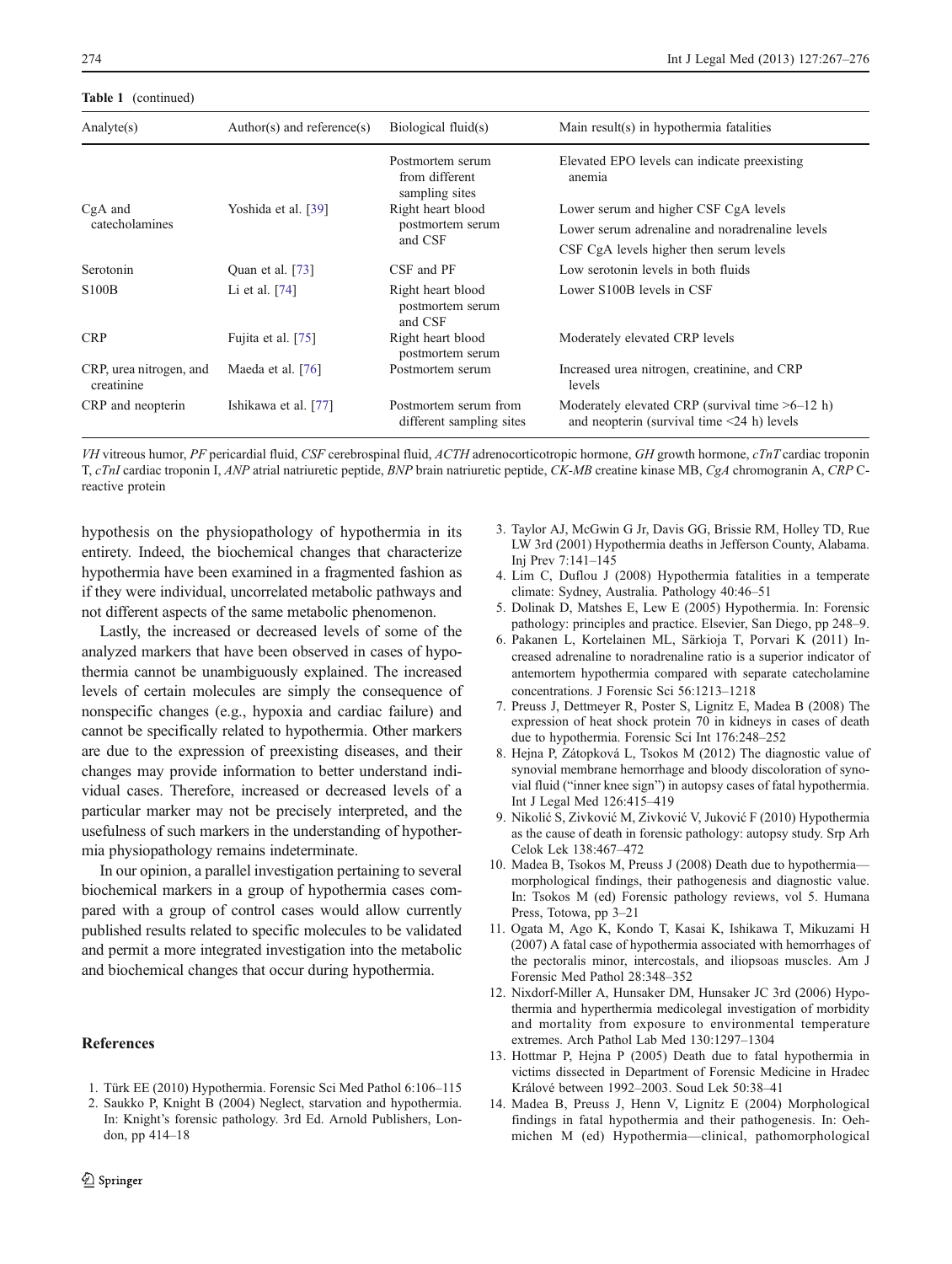**Table 1** (continued)

| Analyte(s) | Author(s) and reference(s) | Biological fluid(s) | Main result(s) in hypothermia fatalities |
|---|---|---|---|
| | | Postmortem serum from different sampling sites | Elevated EPO levels can indicate preexisting anemia |
| CgA and catecholamines | Yoshida et al. [39] | Right heart blood postmortem serum and CSF | Lower serum and higher CSF CgA levels |
| | | | Lower serum adrenaline and noradrenaline levels |
| | | | CSF CgA levels higher then serum levels |
| Serotonin | Quan et al. [73] | CSF and PF | Low serotonin levels in both fluids |
| S100B | Li et al. [74] | Right heart blood postmortem serum and CSF | Lower S100B levels in CSF |
| CRP | Fujita et al. [75] | Right heart blood postmortem serum | Moderately elevated CRP levels |
| CRP, urea nitrogen, and creatinine | Maeda et al. [76] | Postmortem serum | Increased urea nitrogen, creatinine, and CRP levels |
| CRP and neopterin | Ishikawa et al. [77] | Postmortem serum from different sampling sites | Moderately elevated CRP (survival time >6–12 h) and neopterin (survival time <24 h) levels |

*VH* vitreous humor, *PF* pericardial fluid, *CSF* cerebrospinal fluid, *ACTH* adrenocorticotropic hormone, *GH* growth hormone, *cTnT* cardiac troponin T, *cTnI* cardiac troponin I, *ANP* atrial natriuretic peptide, *BNP* brain natriuretic peptide, *CK-MB* creatine kinase MB, *CgA* chromogranin A, *CRP* C-reactive protein

hypothesis on the physiopathology of hypothermia in its entirety. Indeed, the biochemical changes that characterize hypothermia have been examined in a fragmented fashion as if they were individual, uncorrelated metabolic pathways and not different aspects of the same metabolic phenomenon.

Lastly, the increased or decreased levels of some of the analyzed markers that have been observed in cases of hypothermia cannot be unambiguously explained. The increased levels of certain molecules are simply the consequence of nonspecific changes (e.g., hypoxia and cardiac failure) and cannot be specifically related to hypothermia. Other markers are due to the expression of preexisting diseases, and their changes may provide information to better understand individual cases. Therefore, increased or decreased levels of a particular marker may not be precisely interpreted, and the usefulness of such markers in the understanding of hypothermia physiopathology remains indeterminate.

In our opinion, a parallel investigation pertaining to several biochemical markers in a group of hypothermia cases compared with a group of control cases would allow currently published results related to specific molecules to be validated and permit a more integrated investigation into the metabolic and biochemical changes that occur during hypothermia.

## References

1. Türk EE (2010) Hypothermia. Forensic Sci Med Pathol 6:106–115
2. Saukko P, Knight B (2004) Neglect, starvation and hypothermia. In: Knight's forensic pathology. 3rd Ed. Arnold Publishers, London, pp 414–18
3. Taylor AJ, McGwin G Jr, Davis GG, Brissie RM, Holley TD, Rue LW 3rd (2001) Hypothermia deaths in Jefferson County, Alabama. Inj Prev 7:141–145
4. Lim C, Duflou J (2008) Hypothermia fatalities in a temperate climate: Sydney, Australia. Pathology 40:46–51
5. Dolinak D, Matshes E, Lew E (2005) Hypothermia. In: Forensic pathology: principles and practice. Elsevier, San Diego, pp 248–9.
6. Pakanen L, Kortelainen ML, Särkioja T, Porvari K (2011) Increased adrenaline to noradrenaline ratio is a superior indicator of antemortem hypothermia compared with separate catecholamine concentrations. J Forensic Sci 56:1213–1218
7. Preuss J, Dettmeyer R, Poster S, Lignitz E, Madea B (2008) The expression of heat shock protein 70 in kidneys in cases of death due to hypothermia. Forensic Sci Int 176:248–252
8. Hejna P, Zátopková L, Tsokos M (2012) The diagnostic value of synovial membrane hemorrhage and bloody discoloration of synovial fluid ("inner knee sign") in autopsy cases of fatal hypothermia. Int J Legal Med 126:415–419
9. Nikolić S, Zivković M, Zivković V, Juković F (2010) Hypothermia as the cause of death in forensic pathology: autopsy study. Srp Arh Celok Lek 138:467–472
10. Madea B, Tsokos M, Preuss J (2008) Death due to hypothermia—morphological findings, their pathogenesis and diagnostic value. In: Tsokos M (ed) Forensic pathology reviews, vol 5. Humana Press, Totowa, pp 3–21
11. Ogata M, Ago K, Kondo T, Kasai K, Ishikawa T, Mikuzami H (2007) A fatal case of hypothermia associated with hemorrhages of the pectoralis minor, intercostals, and iliopsoas muscles. Am J Forensic Med Pathol 28:348–352
12. Nixdorf-Miller A, Hunsaker DM, Hunsaker JC 3rd (2006) Hypothermia and hyperthermia medicolegal investigation of morbidity and mortality from exposure to environmental temperature extremes. Arch Pathol Lab Med 130:1297–1304
13. Hottmar P, Hejna P (2005) Death due to fatal hypothermia in victims dissected in Department of Forensic Medicine in Hradec Králové between 1992–2003. Soud Lek 50:38–41
14. Madea B, Preuss J, Henn V, Lignitz E (2004) Morphological findings in fatal hypothermia and their pathogenesis. In: Oehmichen M (ed) Hypothermia—clinical, pathomorphological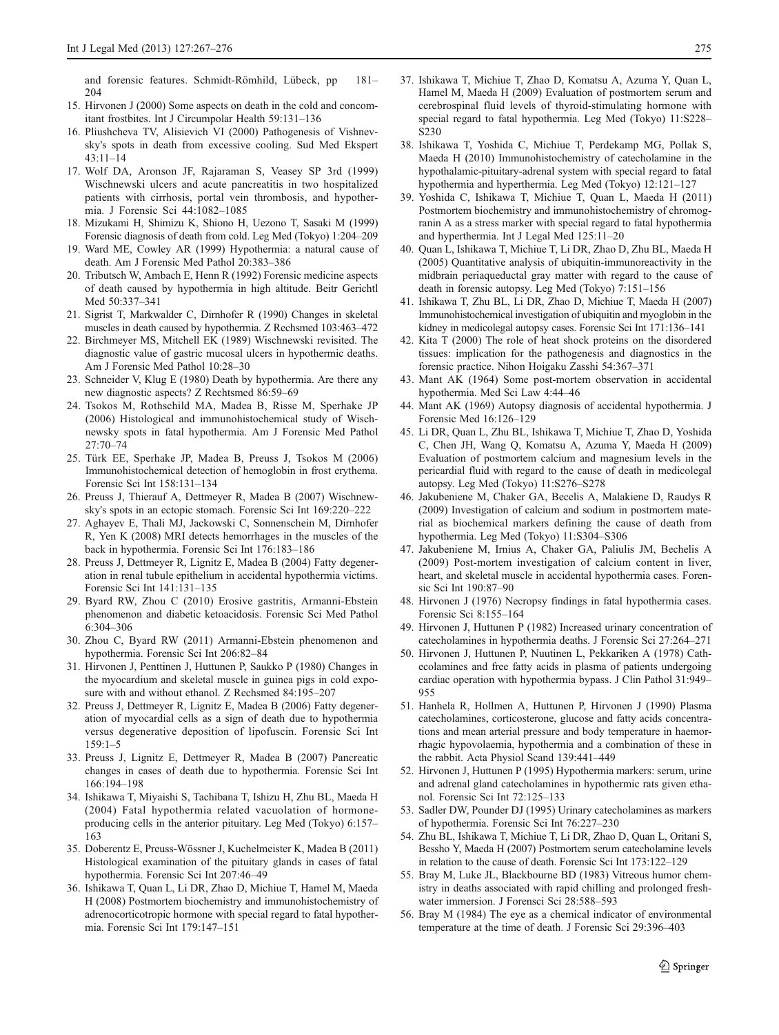and forensic features. Schmidt-Römhild, Lübeck, pp 181–204

15. Hirvonen J (2000) Some aspects on death in the cold and concomitant frostbites. Int J Circumpolar Health 59:131–136
16. Pliushcheva TV, Alisievich VI (2000) Pathogenesis of Vishnevsky's spots in death from excessive cooling. Sud Med Ekspert 43:11–14
17. Wolf DA, Aronson JF, Rajaraman S, Veasey SP 3rd (1999) Wischnewski ulcers and acute pancreatitis in two hospitalized patients with cirrhosis, portal vein thrombosis, and hypothermia. J Forensic Sci 44:1082–1085
18. Mizukami H, Shimizu K, Shiono H, Uezono T, Sasaki M (1999) Forensic diagnosis of death from cold. Leg Med (Tokyo) 1:204–209
19. Ward ME, Cowley AR (1999) Hypothermia: a natural cause of death. Am J Forensic Med Pathol 20:383–386
20. Tributsch W, Ambach E, Henn R (1992) Forensic medicine aspects of death caused by hypothermia in high altitude. Beitr Gerichtl Med 50:337–341
21. Sigrist T, Markwalder C, Dirnhofer R (1990) Changes in skeletal muscles in death caused by hypothermia. Z Rechsmed 103:463–472
22. Birchmeyer MS, Mitchell EK (1989) Wischnewski revisited. The diagnostic value of gastric mucosal ulcers in hypothermic deaths. Am J Forensic Med Pathol 10:28–30
23. Schneider V, Klug E (1980) Death by hypothermia. Are there any new diagnostic aspects? Z Rechtsmed 86:59–69
24. Tsokos M, Rothschild MA, Madea B, Risse M, Sperhake JP (2006) Histological and immunohistochemical study of Wischnewsky spots in fatal hypothermia. Am J Forensic Med Pathol 27:70–74
25. Türk EE, Sperhake JP, Madea B, Preuss J, Tsokos M (2006) Immunohistochemical detection of hemoglobin in frost erythema. Forensic Sci Int 158:131–134
26. Preuss J, Thierauf A, Dettmeyer R, Madea B (2007) Wischnewsky's spots in an ectopic stomach. Forensic Sci Int 169:220–222
27. Aghayev E, Thali MJ, Jackowski C, Sonnenschein M, Dirnhofer R, Yen K (2008) MRI detects hemorrhages in the muscles of the back in hypothermia. Forensic Sci Int 176:183–186
28. Preuss J, Dettmeyer R, Lignitz E, Madea B (2004) Fatty degeneration in renal tubule epithelium in accidental hypothermia victims. Forensic Sci Int 141:131–135
29. Byard RW, Zhou C (2010) Erosive gastritis, Armanni-Ebstein phenomenon and diabetic ketoacidosis. Forensic Sci Med Pathol 6:304–306
30. Zhou C, Byard RW (2011) Armanni-Ebstein phenomenon and hypothermia. Forensic Sci Int 206:82–84
31. Hirvonen J, Penttinen J, Huttunen P, Saukko P (1980) Changes in the myocardium and skeletal muscle in guinea pigs in cold exposure with and without ethanol. Z Rechsmed 84:195–207
32. Preuss J, Dettmeyer R, Lignitz E, Madea B (2006) Fatty degeneration of myocardial cells as a sign of death due to hypothermia versus degenerative deposition of lipofuscin. Forensic Sci Int 159:1–5
33. Preuss J, Lignitz E, Dettmeyer R, Madea B (2007) Pancreatic changes in cases of death due to hypothermia. Forensic Sci Int 166:194–198
34. Ishikawa T, Miyaishi S, Tachibana T, Ishizu H, Zhu BL, Maeda H (2004) Fatal hypothermia related vacuolation of hormone-producing cells in the anterior pituitary. Leg Med (Tokyo) 6:157–163
35. Doberentz E, Preuss-Wössner J, Kuchelmeister K, Madea B (2011) Histological examination of the pituitary glands in cases of fatal hypothermia. Forensic Sci Int 207:46–49
36. Ishikawa T, Quan L, Li DR, Zhao D, Michiue T, Hamel M, Maeda H (2008) Postmortem biochemistry and immunohistochemistry of adrenocorticotropic hormone with special regard to fatal hypothermia. Forensic Sci Int 179:147–151
37. Ishikawa T, Michiue T, Zhao D, Komatsu A, Azuma Y, Quan L, Hamel M, Maeda H (2009) Evaluation of postmortem serum and cerebrospinal fluid levels of thyroid-stimulating hormone with special regard to fatal hypothermia. Leg Med (Tokyo) 11:S228–S230
38. Ishikawa T, Yoshida C, Michiue T, Perdekamp MG, Pollak S, Maeda H (2010) Immunohistochemistry of catecholamine in the hypothalamic-pituitary-adrenal system with special regard to fatal hypothermia and hyperthermia. Leg Med (Tokyo) 12:121–127
39. Yoshida C, Ishikawa T, Michiue T, Quan L, Maeda H (2011) Postmortem biochemistry and immunohistochemistry of chromogranin A as a stress marker with special regard to fatal hypothermia and hyperthermia. Int J Legal Med 125:11–20
40. Quan L, Ishikawa T, Michiue T, Li DR, Zhao D, Zhu BL, Maeda H (2005) Quantitative analysis of ubiquitin-immunoreactivity in the midbrain periaqueductal gray matter with regard to the cause of death in forensic autopsy. Leg Med (Tokyo) 7:151–156
41. Ishikawa T, Zhu BL, Li DR, Zhao D, Michiue T, Maeda H (2007) Immunohistochemical investigation of ubiquitin and myoglobin in the kidney in medicolegal autopsy cases. Forensic Sci Int 171:136–141
42. Kita T (2000) The role of heat shock proteins on the disordered tissues: implication for the pathogenesis and diagnostics in the forensic practice. Nihon Hoigaku Zasshi 54:367–371
43. Mant AK (1964) Some post-mortem observation in accidental hypothermia. Med Sci Law 4:44–46
44. Mant AK (1969) Autopsy diagnosis of accidental hypothermia. J Forensic Med 16:126–129
45. Li DR, Quan L, Zhu BL, Ishikawa T, Michiue T, Zhao D, Yoshida C, Chen JH, Wang Q, Komatsu A, Azuma Y, Maeda H (2009) Evaluation of postmortem calcium and magnesium levels in the pericardial fluid with regard to the cause of death in medicolegal autopsy. Leg Med (Tokyo) 11:S276–S278
46. Jakubeniene M, Chaker GA, Becelis A, Malakiene D, Raudys R (2009) Investigation of calcium and sodium in postmortem material as biochemical markers defining the cause of death from hypothermia. Leg Med (Tokyo) 11:S304–S306
47. Jakubeniene M, Irnius A, Chaker GA, Paliulis JM, Bechelis A (2009) Post-mortem investigation of calcium content in liver, heart, and skeletal muscle in accidental hypothermia cases. Forensic Sci Int 190:87–90
48. Hirvonen J (1976) Necropsy findings in fatal hypothermia cases. Forensic Sci 8:155–164
49. Hirvonen J, Huttunen P (1982) Increased urinary concentration of catecholamines in hypothermia deaths. J Forensic Sci 27:264–271
50. Hirvonen J, Huttunen P, Nuutinen L, Pekkariken A (1978) Cathecolamines and free fatty acids in plasma of patients undergoing cardiac operation with hypothermia bypass. J Clin Pathol 31:949–955
51. Hanhela R, Hollmen A, Huttunen P, Hirvonen J (1990) Plasma catecholamines, corticosterone, glucose and fatty acids concentrations and mean arterial pressure and body temperature in haemorrhagic hypovolaemia, hypothermia and a combination of these in the rabbit. Acta Physiol Scand 139:441–449
52. Hirvonen J, Huttunen P (1995) Hypothermia markers: serum, urine and adrenal gland catecholamines in hypothermic rats given ethanol. Forensic Sci Int 72:125–133
53. Sadler DW, Pounder DJ (1995) Urinary catecholamines as markers of hypothermia. Forensic Sci Int 76:227–230
54. Zhu BL, Ishikawa T, Michiue T, Li DR, Zhao D, Quan L, Oritani S, Bessho Y, Maeda H (2007) Postmortem serum catecholamine levels in relation to the cause of death. Forensic Sci Int 173:122–129
55. Bray M, Luke JL, Blackbourne BD (1983) Vitreous humor chemistry in deaths associated with rapid chilling and prolonged freshwater immersion. J Forensci Sci 28:588–593
56. Bray M (1984) The eye as a chemical indicator of environmental temperature at the time of death. J Forensic Sci 29:396–403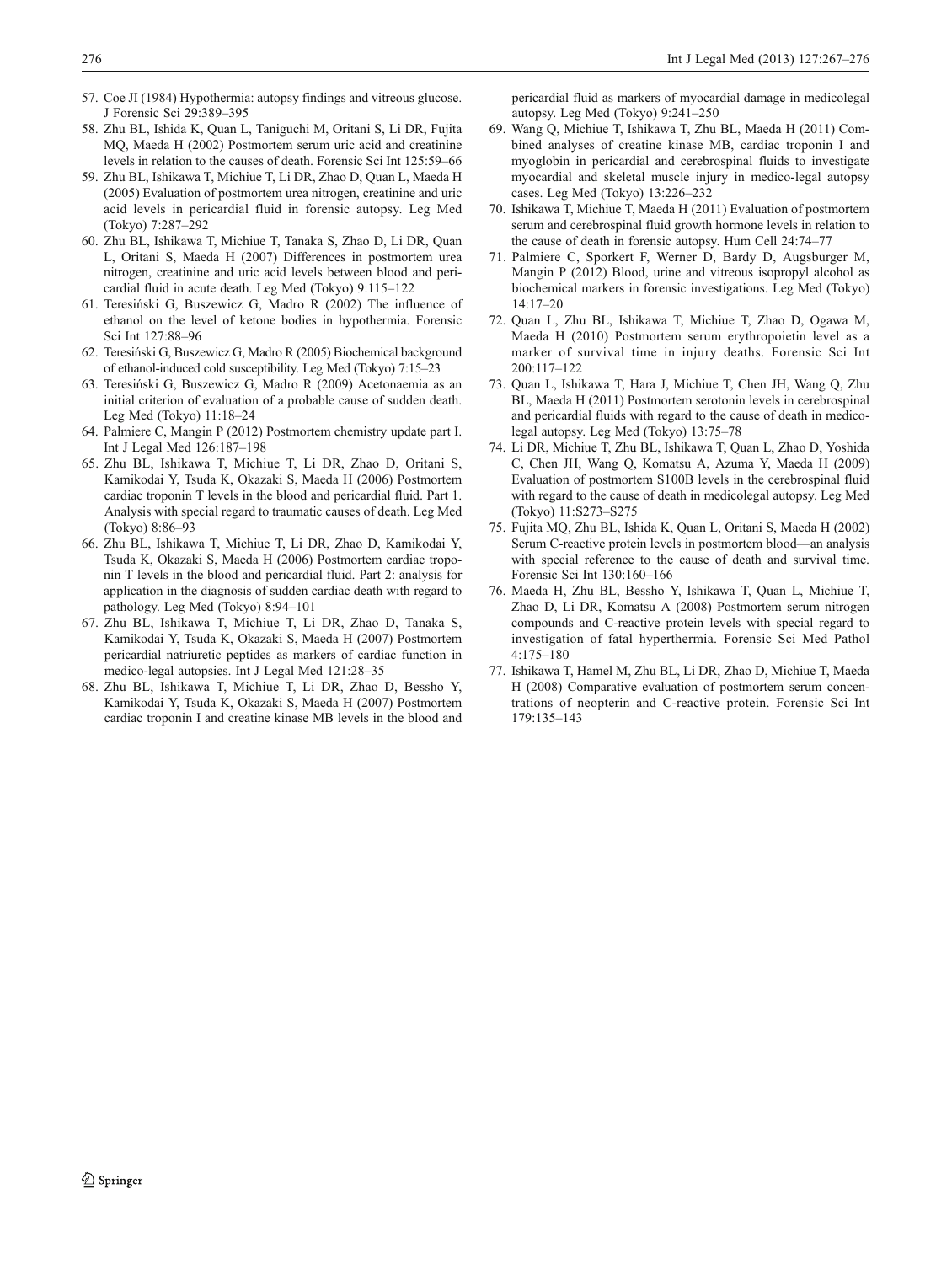57. Coe JI (1984) Hypothermia: autopsy findings and vitreous glucose. J Forensic Sci 29:389–395
58. Zhu BL, Ishida K, Quan L, Taniguchi M, Oritani S, Li DR, Fujita MQ, Maeda H (2002) Postmortem serum uric acid and creatinine levels in relation to the causes of death. Forensic Sci Int 125:59–66
59. Zhu BL, Ishikawa T, Michiue T, Li DR, Zhao D, Quan L, Maeda H (2005) Evaluation of postmortem urea nitrogen, creatinine and uric acid levels in pericardial fluid in forensic autopsy. Leg Med (Tokyo) 7:287–292
60. Zhu BL, Ishikawa T, Michiue T, Tanaka S, Zhao D, Li DR, Quan L, Oritani S, Maeda H (2007) Differences in postmortem urea nitrogen, creatinine and uric acid levels between blood and pericardial fluid in acute death. Leg Med (Tokyo) 9:115–122
61. Teresiński G, Buszewicz G, Madro R (2002) The influence of ethanol on the level of ketone bodies in hypothermia. Forensic Sci Int 127:88–96
62. Teresiński G, Buszewicz G, Madro R (2005) Biochemical background of ethanol-induced cold susceptibility. Leg Med (Tokyo) 7:15–23
63. Teresiński G, Buszewicz G, Madro R (2009) Acetonaemia as an initial criterion of evaluation of a probable cause of sudden death. Leg Med (Tokyo) 11:18–24
64. Palmiere C, Mangin P (2012) Postmortem chemistry update part I. Int J Legal Med 126:187–198
65. Zhu BL, Ishikawa T, Michiue T, Li DR, Zhao D, Oritani S, Kamikodai Y, Tsuda K, Okazaki S, Maeda H (2006) Postmortem cardiac troponin T levels in the blood and pericardial fluid. Part 1. Analysis with special regard to traumatic causes of death. Leg Med (Tokyo) 8:86–93
66. Zhu BL, Ishikawa T, Michiue T, Li DR, Zhao D, Kamikodai Y, Tsuda K, Okazaki S, Maeda H (2006) Postmortem cardiac troponin T levels in the blood and pericardial fluid. Part 2: analysis for application in the diagnosis of sudden cardiac death with regard to pathology. Leg Med (Tokyo) 8:94–101
67. Zhu BL, Ishikawa T, Michiue T, Li DR, Zhao D, Tanaka S, Kamikodai Y, Tsuda K, Okazaki S, Maeda H (2007) Postmortem pericardial natriuretic peptides as markers of cardiac function in medico-legal autopsies. Int J Legal Med 121:28–35
68. Zhu BL, Ishikawa T, Michiue T, Li DR, Zhao D, Bessho Y, Kamikodai Y, Tsuda K, Okazaki S, Maeda H (2007) Postmortem cardiac troponin I and creatine kinase MB levels in the blood and pericardial fluid as markers of myocardial damage in medicolegal autopsy. Leg Med (Tokyo) 9:241–250
69. Wang Q, Michiue T, Ishikawa T, Zhu BL, Maeda H (2011) Combined analyses of creatine kinase MB, cardiac troponin I and myoglobin in pericardial and cerebrospinal fluids to investigate myocardial and skeletal muscle injury in medico-legal autopsy cases. Leg Med (Tokyo) 13:226–232
70. Ishikawa T, Michiue T, Maeda H (2011) Evaluation of postmortem serum and cerebrospinal fluid growth hormone levels in relation to the cause of death in forensic autopsy. Hum Cell 24:74–77
71. Palmiere C, Sporkert F, Werner D, Bardy D, Augsburger M, Mangin P (2012) Blood, urine and vitreous isopropyl alcohol as biochemical markers in forensic investigations. Leg Med (Tokyo) 14:17–20
72. Quan L, Zhu BL, Ishikawa T, Michiue T, Zhao D, Ogawa M, Maeda H (2010) Postmortem serum erythropoietin level as a marker of survival time in injury deaths. Forensic Sci Int 200:117–122
73. Quan L, Ishikawa T, Hara J, Michiue T, Chen JH, Wang Q, Zhu BL, Maeda H (2011) Postmortem serotonin levels in cerebrospinal and pericardial fluids with regard to the cause of death in medico-legal autopsy. Leg Med (Tokyo) 13:75–78
74. Li DR, Michiue T, Zhu BL, Ishikawa T, Quan L, Zhao D, Yoshida C, Chen JH, Wang Q, Komatsu A, Azuma Y, Maeda H (2009) Evaluation of postmortem S100B levels in the cerebrospinal fluid with regard to the cause of death in medicolegal autopsy. Leg Med (Tokyo) 11:S273–S275
75. Fujita MQ, Zhu BL, Ishida K, Quan L, Oritani S, Maeda H (2002) Serum C-reactive protein levels in postmortem blood—an analysis with special reference to the cause of death and survival time. Forensic Sci Int 130:160–166
76. Maeda H, Zhu BL, Bessho Y, Ishikawa T, Quan L, Michiue T, Zhao D, Li DR, Komatsu A (2008) Postmortem serum nitrogen compounds and C-reactive protein levels with special regard to investigation of fatal hyperthermia. Forensic Sci Med Pathol 4:175–180
77. Ishikawa T, Hamel M, Zhu BL, Li DR, Zhao D, Michiue T, Maeda H (2008) Comparative evaluation of postmortem serum concentrations of neopterin and C-reactive protein. Forensic Sci Int 179:135–143